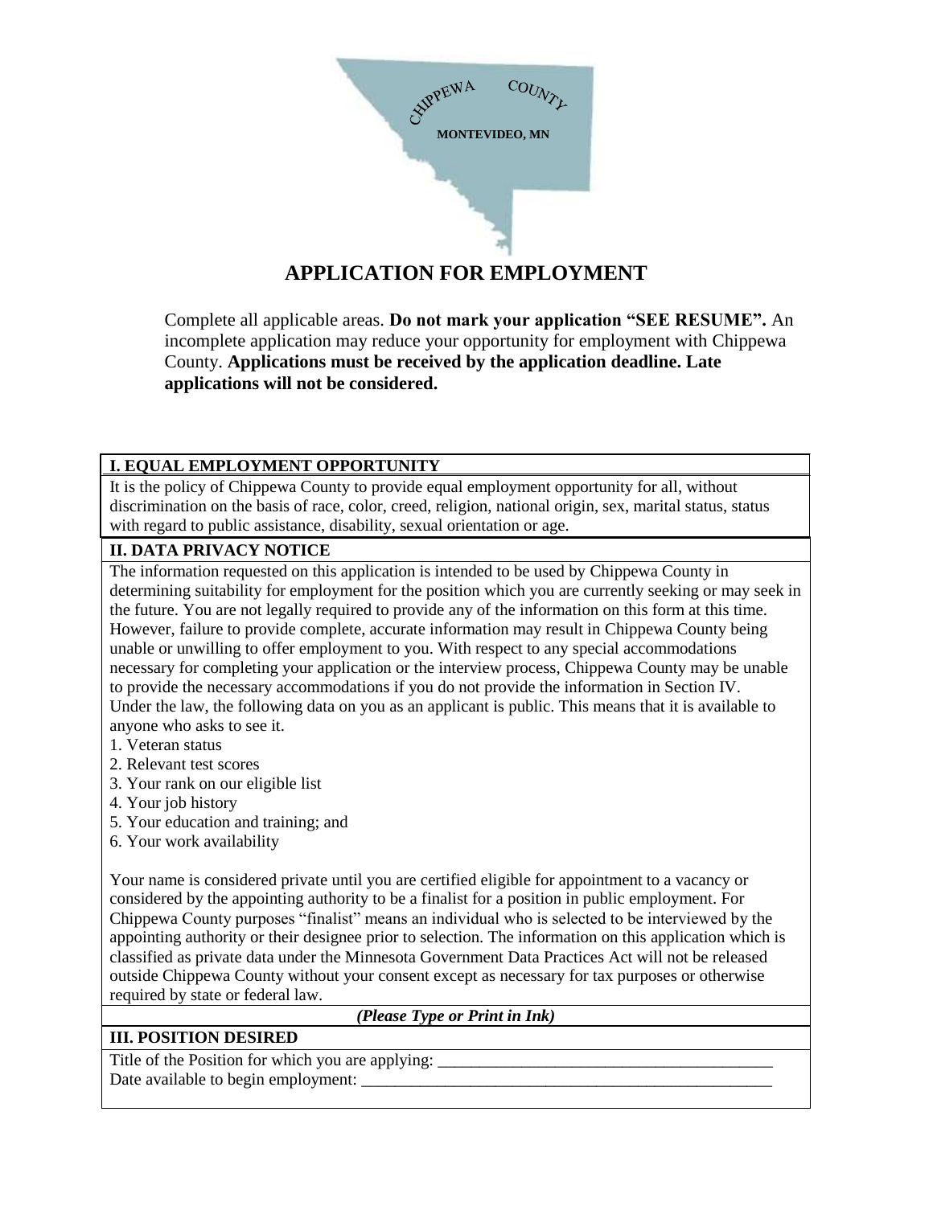CHIPPEWA COUNTY

MONTEVIDEO, MN

# APPLICATION FOR EMPLOYMENT

Complete all applicable areas. **Do not mark your application "SEE RESUME".** An incomplete application may reduce your opportunity for employment with Chippewa County. **Applications must be received by the application deadline. Late applications will not be considered.**

## I. EQUAL EMPLOYMENT OPPORTUNITY

It is the policy of Chippewa County to provide equal employment opportunity for all, without discrimination on the basis of race, color, creed, religion, national origin, sex, marital status, status with regard to public assistance, disability, sexual orientation or age.

## II. DATA PRIVACY NOTICE

The information requested on this application is intended to be used by Chippewa County in determining suitability for employment for the position which you are currently seeking or may seek in the future. You are not legally required to provide any of the information on this form at this time. However, failure to provide complete, accurate information may result in Chippewa County being unable or unwilling to offer employment to you. With respect to any special accommodations necessary for completing your application or the interview process, Chippewa County may be unable to provide the necessary accommodations if you do not provide the information in Section IV.
Under the law, the following data on you as an applicant is public. This means that it is available to anyone who asks to see it.

1. Veteran status
2. Relevant test scores
3. Your rank on our eligible list
4. Your job history
5. Your education and training; and
6. Your work availability

Your name is considered private until you are certified eligible for appointment to a vacancy or considered by the appointing authority to be a finalist for a position in public employment. For Chippewa County purposes "finalist" means an individual who is selected to be interviewed by the appointing authority or their designee prior to selection. The information on this application which is classified as private data under the Minnesota Government Data Practices Act will not be released outside Chippewa County without your consent except as necessary for tax purposes or otherwise required by state or federal law.

***(Please Type or Print in Ink)***

## III. POSITION DESIRED

Title of the Position for which you are applying: ________________________________________

Date available to begin employment: ___________________________________________________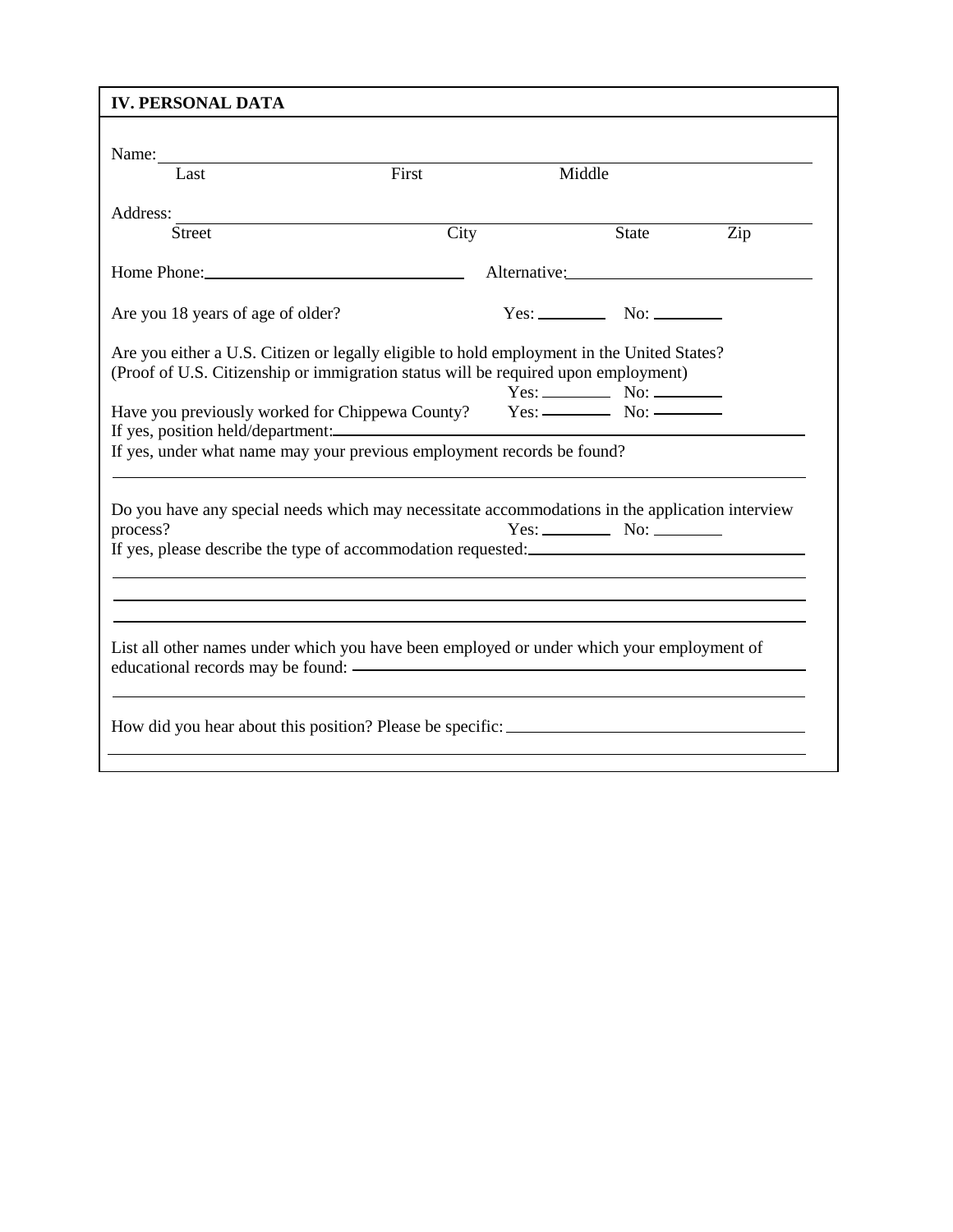## IV. PERSONAL DATA

Name: ______________________________________________________________
Last                    First                    Middle

Address: ______________________________________________________________
Street                    City                    State          Zip

Home Phone: ____________________________ Alternative: ____________________________

Are you 18 years of age of older?          Yes: ________ No: ________

Are you either a U.S. Citizen or legally eligible to hold employment in the United States?
(Proof of U.S. Citizenship or immigration status will be required upon employment)
Yes: ________ No: ________

Have you previously worked for Chippewa County?     Yes: ________ No: ________

If yes, position held/department: ____________________________________________

If yes, under what name may your previous employment records be found?

______________________________________________________________

Do you have any special needs which may necessitate accommodations in the application interview process?          Yes: ________ No: ________

If yes, please describe the type of accommodation requested: ____________________________

______________________________________________________________

______________________________________________________________

______________________________________________________________

List all other names under which you have been employed or under which your employment of educational records may be found: ____________________________________________

______________________________________________________________

How did you hear about this position? Please be specific: ____________________________

______________________________________________________________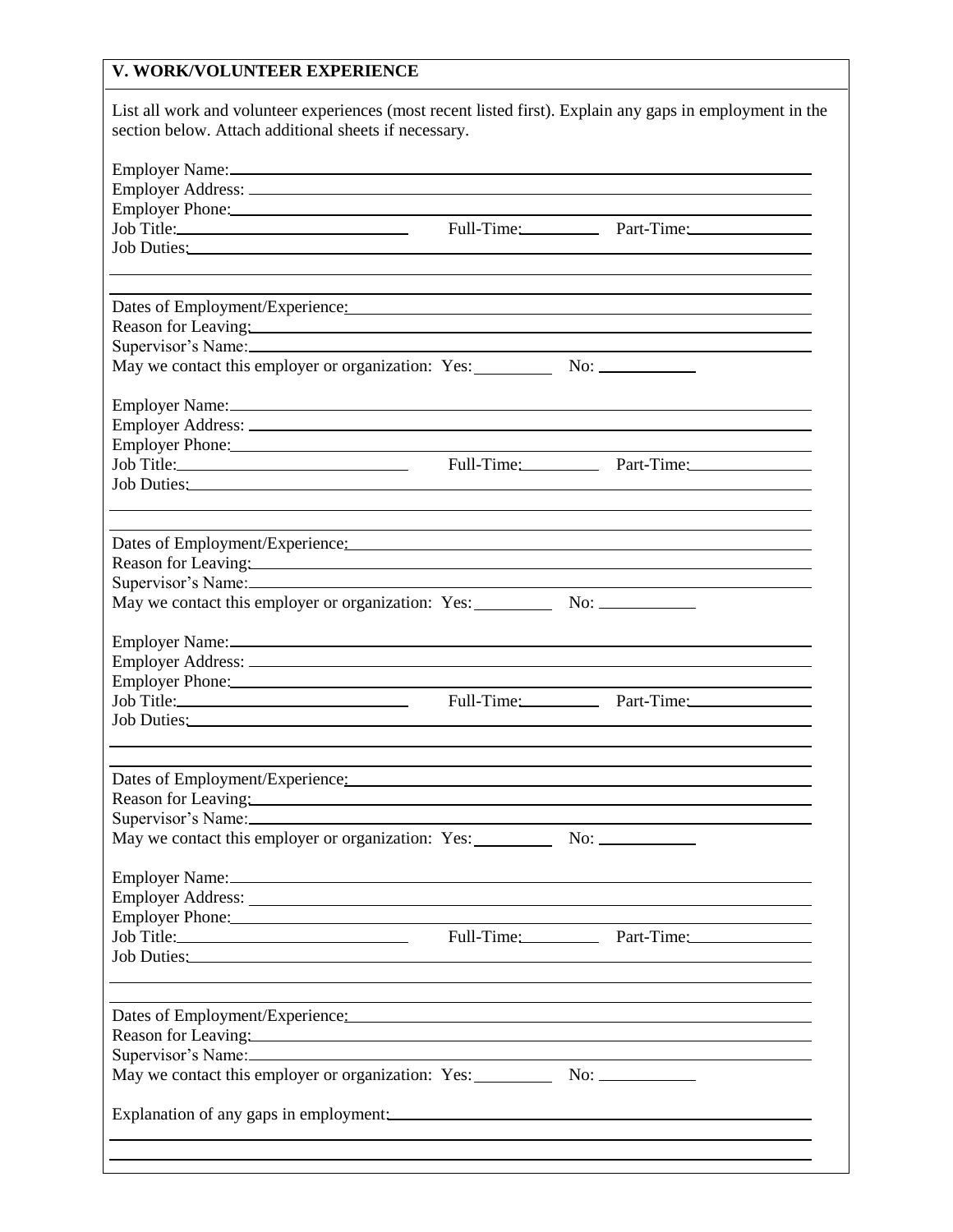## V. WORK/VOLUNTEER EXPERIENCE

List all work and volunteer experiences (most recent listed first). Explain any gaps in employment in the section below. Attach additional sheets if necessary.

Employer Name: \_\_\_\_\_\_\_\_\_\_\_\_\_\_\_\_\_\_\_\_\_\_\_\_\_\_\_\_\_\_\_\_\_\_\_\_\_\_\_\_

Employer Address: \_\_\_\_\_\_\_\_\_\_\_\_\_\_\_\_\_\_\_\_\_\_\_\_\_\_\_\_\_\_\_\_\_\_\_\_\_\_\_\_

Employer Phone: \_\_\_\_\_\_\_\_\_\_\_\_\_\_\_\_\_\_\_\_\_\_\_\_\_\_\_\_\_\_\_\_\_\_\_\_\_\_\_\_

Job Title: \_\_\_\_\_\_\_\_\_\_\_\_\_\_\_\_\_\_\_\_ Full-Time: \_\_\_\_\_\_\_\_\_\_ Part-Time: \_\_\_\_\_\_\_\_\_\_

Job Duties: \_\_\_\_\_\_\_\_\_\_\_\_\_\_\_\_\_\_\_\_\_\_\_\_\_\_\_\_\_\_\_\_\_\_\_\_\_\_\_\_

\_\_\_\_\_\_\_\_\_\_\_\_\_\_\_\_\_\_\_\_\_\_\_\_\_\_\_\_\_\_\_\_\_\_\_\_\_\_\_\_\_\_\_\_\_\_\_\_

\_\_\_\_\_\_\_\_\_\_\_\_\_\_\_\_\_\_\_\_\_\_\_\_\_\_\_\_\_\_\_\_\_\_\_\_\_\_\_\_\_\_\_\_\_\_\_\_

Dates of Employment/Experience: \_\_\_\_\_\_\_\_\_\_\_\_\_\_\_\_\_\_\_\_\_\_\_\_\_\_\_\_\_\_\_\_\_\_\_\_\_\_\_\_

Reason for Leaving: \_\_\_\_\_\_\_\_\_\_\_\_\_\_\_\_\_\_\_\_\_\_\_\_\_\_\_\_\_\_\_\_\_\_\_\_\_\_\_\_

Supervisor's Name: \_\_\_\_\_\_\_\_\_\_\_\_\_\_\_\_\_\_\_\_\_\_\_\_\_\_\_\_\_\_\_\_\_\_\_\_\_\_\_\_

May we contact this employer or organization: Yes: \_\_\_\_\_\_\_\_\_\_ No: \_\_\_\_\_\_\_\_\_\_

Employer Name: \_\_\_\_\_\_\_\_\_\_\_\_\_\_\_\_\_\_\_\_\_\_\_\_\_\_\_\_\_\_\_\_\_\_\_\_\_\_\_\_

Employer Address: \_\_\_\_\_\_\_\_\_\_\_\_\_\_\_\_\_\_\_\_\_\_\_\_\_\_\_\_\_\_\_\_\_\_\_\_\_\_\_\_

Employer Phone: \_\_\_\_\_\_\_\_\_\_\_\_\_\_\_\_\_\_\_\_\_\_\_\_\_\_\_\_\_\_\_\_\_\_\_\_\_\_\_\_

Job Title: \_\_\_\_\_\_\_\_\_\_\_\_\_\_\_\_\_\_\_\_ Full-Time: \_\_\_\_\_\_\_\_\_\_ Part-Time: \_\_\_\_\_\_\_\_\_\_

Job Duties: \_\_\_\_\_\_\_\_\_\_\_\_\_\_\_\_\_\_\_\_\_\_\_\_\_\_\_\_\_\_\_\_\_\_\_\_\_\_\_\_

\_\_\_\_\_\_\_\_\_\_\_\_\_\_\_\_\_\_\_\_\_\_\_\_\_\_\_\_\_\_\_\_\_\_\_\_\_\_\_\_\_\_\_\_\_\_\_\_

\_\_\_\_\_\_\_\_\_\_\_\_\_\_\_\_\_\_\_\_\_\_\_\_\_\_\_\_\_\_\_\_\_\_\_\_\_\_\_\_\_\_\_\_\_\_\_\_

Dates of Employment/Experience: \_\_\_\_\_\_\_\_\_\_\_\_\_\_\_\_\_\_\_\_\_\_\_\_\_\_\_\_\_\_\_\_\_\_\_\_\_\_\_\_

Reason for Leaving: \_\_\_\_\_\_\_\_\_\_\_\_\_\_\_\_\_\_\_\_\_\_\_\_\_\_\_\_\_\_\_\_\_\_\_\_\_\_\_\_

Supervisor's Name: \_\_\_\_\_\_\_\_\_\_\_\_\_\_\_\_\_\_\_\_\_\_\_\_\_\_\_\_\_\_\_\_\_\_\_\_\_\_\_\_

May we contact this employer or organization: Yes: \_\_\_\_\_\_\_\_\_\_ No: \_\_\_\_\_\_\_\_\_\_

Employer Name: \_\_\_\_\_\_\_\_\_\_\_\_\_\_\_\_\_\_\_\_\_\_\_\_\_\_\_\_\_\_\_\_\_\_\_\_\_\_\_\_

Employer Address: \_\_\_\_\_\_\_\_\_\_\_\_\_\_\_\_\_\_\_\_\_\_\_\_\_\_\_\_\_\_\_\_\_\_\_\_\_\_\_\_

Employer Phone: \_\_\_\_\_\_\_\_\_\_\_\_\_\_\_\_\_\_\_\_\_\_\_\_\_\_\_\_\_\_\_\_\_\_\_\_\_\_\_\_

Job Title: \_\_\_\_\_\_\_\_\_\_\_\_\_\_\_\_\_\_\_\_ Full-Time: \_\_\_\_\_\_\_\_\_\_ Part-Time: \_\_\_\_\_\_\_\_\_\_

Job Duties: \_\_\_\_\_\_\_\_\_\_\_\_\_\_\_\_\_\_\_\_\_\_\_\_\_\_\_\_\_\_\_\_\_\_\_\_\_\_\_\_

\_\_\_\_\_\_\_\_\_\_\_\_\_\_\_\_\_\_\_\_\_\_\_\_\_\_\_\_\_\_\_\_\_\_\_\_\_\_\_\_\_\_\_\_\_\_\_\_

\_\_\_\_\_\_\_\_\_\_\_\_\_\_\_\_\_\_\_\_\_\_\_\_\_\_\_\_\_\_\_\_\_\_\_\_\_\_\_\_\_\_\_\_\_\_\_\_

Dates of Employment/Experience: \_\_\_\_\_\_\_\_\_\_\_\_\_\_\_\_\_\_\_\_\_\_\_\_\_\_\_\_\_\_\_\_\_\_\_\_\_\_\_\_

Reason for Leaving: \_\_\_\_\_\_\_\_\_\_\_\_\_\_\_\_\_\_\_\_\_\_\_\_\_\_\_\_\_\_\_\_\_\_\_\_\_\_\_\_

Supervisor's Name: \_\_\_\_\_\_\_\_\_\_\_\_\_\_\_\_\_\_\_\_\_\_\_\_\_\_\_\_\_\_\_\_\_\_\_\_\_\_\_\_

May we contact this employer or organization: Yes: \_\_\_\_\_\_\_\_\_\_ No: \_\_\_\_\_\_\_\_\_\_

Employer Name: \_\_\_\_\_\_\_\_\_\_\_\_\_\_\_\_\_\_\_\_\_\_\_\_\_\_\_\_\_\_\_\_\_\_\_\_\_\_\_\_

Employer Address: \_\_\_\_\_\_\_\_\_\_\_\_\_\_\_\_\_\_\_\_\_\_\_\_\_\_\_\_\_\_\_\_\_\_\_\_\_\_\_\_

Employer Phone: \_\_\_\_\_\_\_\_\_\_\_\_\_\_\_\_\_\_\_\_\_\_\_\_\_\_\_\_\_\_\_\_\_\_\_\_\_\_\_\_

Job Title: \_\_\_\_\_\_\_\_\_\_\_\_\_\_\_\_\_\_\_\_ Full-Time: \_\_\_\_\_\_\_\_\_\_ Part-Time: \_\_\_\_\_\_\_\_\_\_

Job Duties: \_\_\_\_\_\_\_\_\_\_\_\_\_\_\_\_\_\_\_\_\_\_\_\_\_\_\_\_\_\_\_\_\_\_\_\_\_\_\_\_

\_\_\_\_\_\_\_\_\_\_\_\_\_\_\_\_\_\_\_\_\_\_\_\_\_\_\_\_\_\_\_\_\_\_\_\_\_\_\_\_\_\_\_\_\_\_\_\_

\_\_\_\_\_\_\_\_\_\_\_\_\_\_\_\_\_\_\_\_\_\_\_\_\_\_\_\_\_\_\_\_\_\_\_\_\_\_\_\_\_\_\_\_\_\_\_\_

Dates of Employment/Experience: \_\_\_\_\_\_\_\_\_\_\_\_\_\_\_\_\_\_\_\_\_\_\_\_\_\_\_\_\_\_\_\_\_\_\_\_\_\_\_\_

Reason for Leaving: \_\_\_\_\_\_\_\_\_\_\_\_\_\_\_\_\_\_\_\_\_\_\_\_\_\_\_\_\_\_\_\_\_\_\_\_\_\_\_\_

Supervisor's Name: \_\_\_\_\_\_\_\_\_\_\_\_\_\_\_\_\_\_\_\_\_\_\_\_\_\_\_\_\_\_\_\_\_\_\_\_\_\_\_\_

May we contact this employer or organization: Yes: \_\_\_\_\_\_\_\_\_\_ No: \_\_\_\_\_\_\_\_\_\_

Explanation of any gaps in employment: \_\_\_\_\_\_\_\_\_\_\_\_\_\_\_\_\_\_\_\_\_\_\_\_\_\_\_\_\_\_\_\_\_\_\_\_\_\_\_\_

\_\_\_\_\_\_\_\_\_\_\_\_\_\_\_\_\_\_\_\_\_\_\_\_\_\_\_\_\_\_\_\_\_\_\_\_\_\_\_\_\_\_\_\_\_\_\_\_

\_\_\_\_\_\_\_\_\_\_\_\_\_\_\_\_\_\_\_\_\_\_\_\_\_\_\_\_\_\_\_\_\_\_\_\_\_\_\_\_\_\_\_\_\_\_\_\_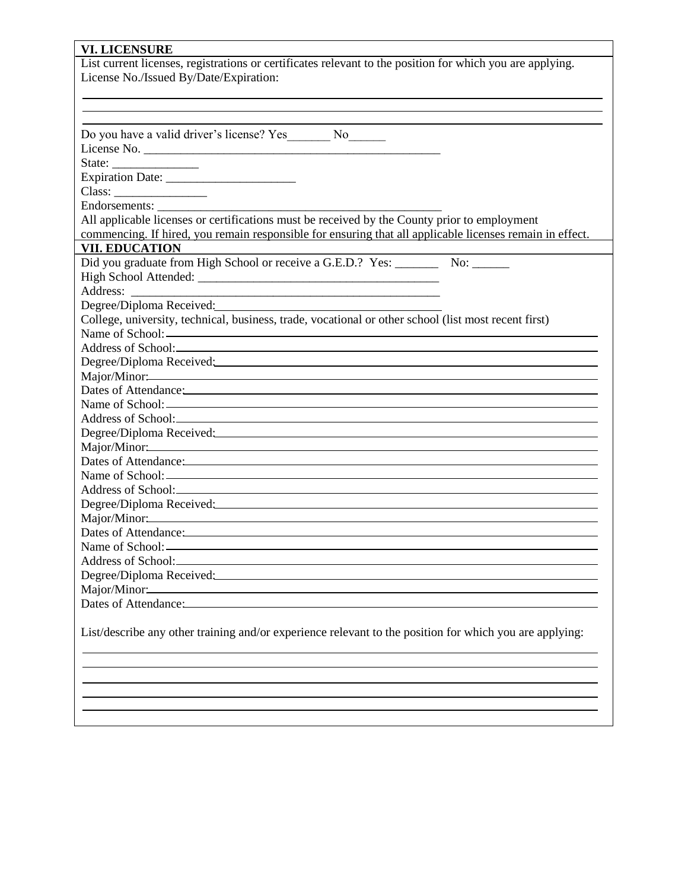## VI. LICENSURE

List current licenses, registrations or certificates relevant to the position for which you are applying.
License No./Issued By/Date/Expiration:

______________________________________________________________________________

______________________________________________________________________________

______________________________________________________________________________

Do you have a valid driver's license? Yes_______ No______

License No. ____________________________________________

State: ______________

Expiration Date: ____________________

Class: _______________

Endorsements: ____________________________________________

All applicable licenses or certifications must be received by the County prior to employment commencing. If hired, you remain responsible for ensuring that all applicable licenses remain in effect.

## VII. EDUCATION

Did you graduate from High School or receive a G.E.D.? Yes: _______ No: ______

High School Attended: ______________________________________

Address: ________________________________________________

Degree/Diploma Received: ___________________________________

College, university, technical, business, trade, vocational or other school (list most recent first)

Name of School: ______________________________________________________________

Address of School: ____________________________________________________________

Degree/Diploma Received: ______________________________________________________

Major/Minor: _________________________________________________________________

Dates of Attendance: ___________________________________________________________

Name of School: ______________________________________________________________

Address of School: ____________________________________________________________

Degree/Diploma Received: ______________________________________________________

Major/Minor: _________________________________________________________________

Dates of Attendance: ___________________________________________________________

Name of School: ______________________________________________________________

Address of School: ____________________________________________________________

Degree/Diploma Received: ______________________________________________________

Major/Minor: _________________________________________________________________

Dates of Attendance: ___________________________________________________________

Name of School: ______________________________________________________________

Address of School: ____________________________________________________________

Degree/Diploma Received: ______________________________________________________

Major/Minor: _________________________________________________________________

Dates of Attendance: ___________________________________________________________

List/describe any other training and/or experience relevant to the position for which you are applying:

______________________________________________________________________________

______________________________________________________________________________

______________________________________________________________________________

______________________________________________________________________________

______________________________________________________________________________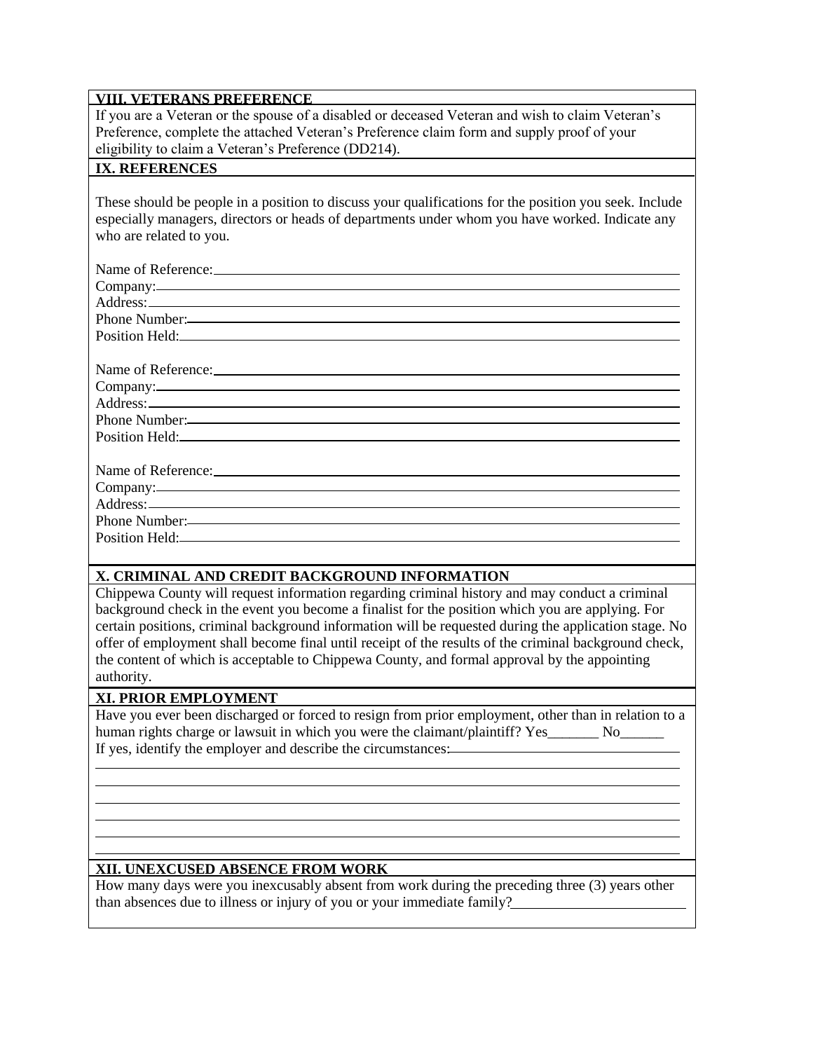## VIII. VETERANS PREFERENCE

If you are a Veteran or the spouse of a disabled or deceased Veteran and wish to claim Veteran's Preference, complete the attached Veteran's Preference claim form and supply proof of your eligibility to claim a Veteran's Preference (DD214).

## IX. REFERENCES

These should be people in a position to discuss your qualifications for the position you seek. Include especially managers, directors or heads of departments under whom you have worked. Indicate any who are related to you.

Name of Reference: ____________________
Company: ____________________
Address: ____________________
Phone Number: ____________________
Position Held: ____________________

Name of Reference: ____________________
Company: ____________________
Address: ____________________
Phone Number: ____________________
Position Held: ____________________

Name of Reference: ____________________
Company: ____________________
Address: ____________________
Phone Number: ____________________
Position Held: ____________________

## X. CRIMINAL AND CREDIT BACKGROUND INFORMATION

Chippewa County will request information regarding criminal history and may conduct a criminal background check in the event you become a finalist for the position which you are applying. For certain positions, criminal background information will be requested during the application stage. No offer of employment shall become final until receipt of the results of the criminal background check, the content of which is acceptable to Chippewa County, and formal approval by the appointing authority.

## XI. PRIOR EMPLOYMENT

Have you ever been discharged or forced to resign from prior employment, other than in relation to a human rights charge or lawsuit in which you were the claimant/plaintiff? Yes_______ No______

If yes, identify the employer and describe the circumstances: ____________________

____________________

____________________

____________________

____________________

____________________

## XII. UNEXCUSED ABSENCE FROM WORK

How many days were you inexcusably absent from work during the preceding three (3) years other than absences due to illness or injury of you or your immediate family? ____________________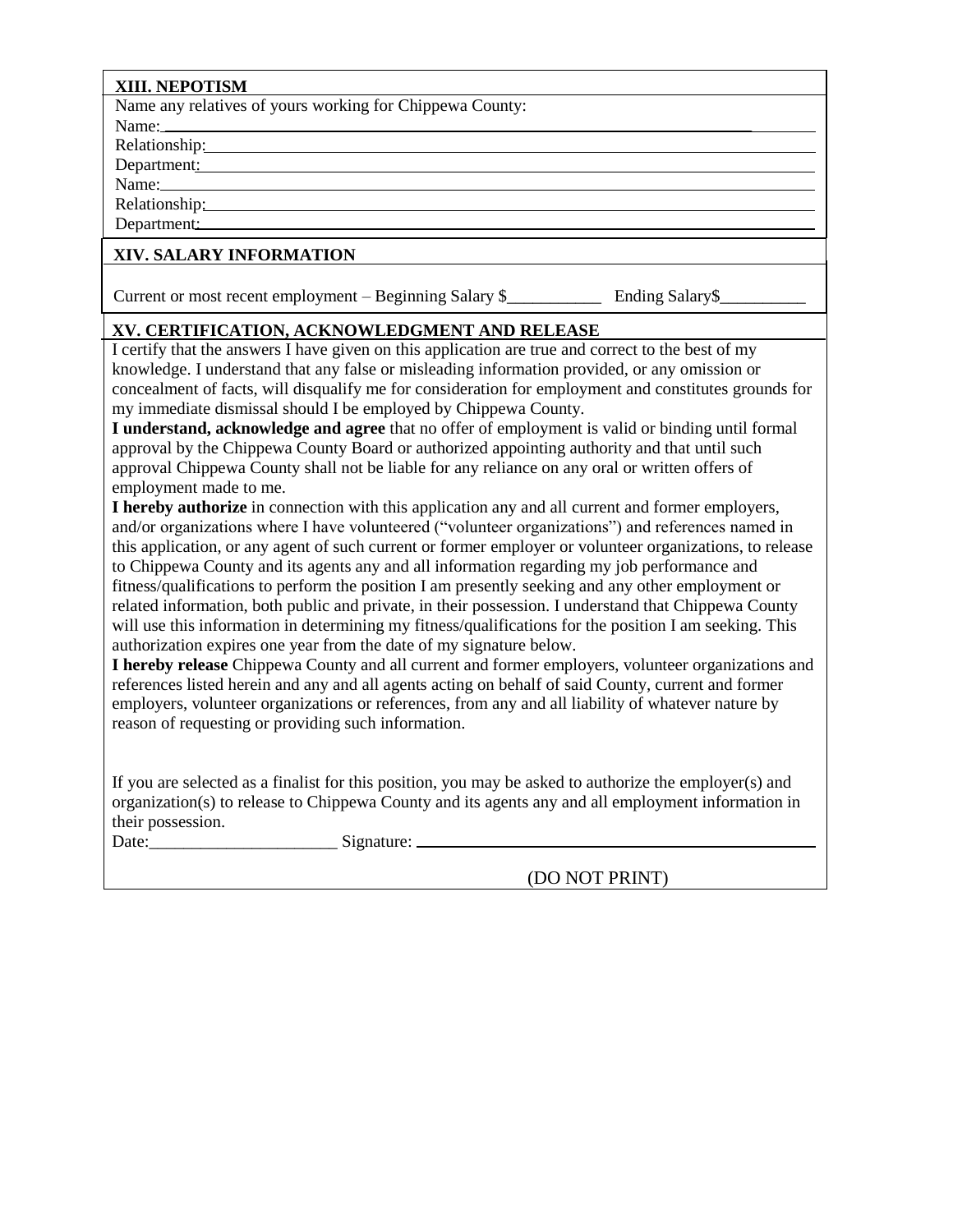## XIII. NEPOTISM

Name any relatives of yours working for Chippewa County:

Name: ______________________________

Relationship: ______________________________

Department: ______________________________

Name: ______________________________

Relationship: ______________________________

Department: ______________________________

## XIV. SALARY INFORMATION

Current or most recent employment – Beginning Salary $___________ Ending Salary$__________

## XV. CERTIFICATION, ACKNOWLEDGMENT AND RELEASE

I certify that the answers I have given on this application are true and correct to the best of my knowledge. I understand that any false or misleading information provided, or any omission or concealment of facts, will disqualify me for consideration for employment and constitutes grounds for my immediate dismissal should I be employed by Chippewa County.

**I understand, acknowledge and agree** that no offer of employment is valid or binding until formal approval by the Chippewa County Board or authorized appointing authority and that until such approval Chippewa County shall not be liable for any reliance on any oral or written offers of employment made to me.

**I hereby authorize** in connection with this application any and all current and former employers, and/or organizations where I have volunteered ("volunteer organizations") and references named in this application, or any agent of such current or former employer or volunteer organizations, to release to Chippewa County and its agents any and all information regarding my job performance and fitness/qualifications to perform the position I am presently seeking and any other employment or related information, both public and private, in their possession. I understand that Chippewa County will use this information in determining my fitness/qualifications for the position I am seeking. This authorization expires one year from the date of my signature below.

**I hereby release** Chippewa County and all current and former employers, volunteer organizations and references listed herein and any and all agents acting on behalf of said County, current and former employers, volunteer organizations or references, from any and all liability of whatever nature by reason of requesting or providing such information.

If you are selected as a finalist for this position, you may be asked to authorize the employer(s) and organization(s) to release to Chippewa County and its agents any and all employment information in their possession.

Date:______________________ Signature: ______________________________

(DO NOT PRINT)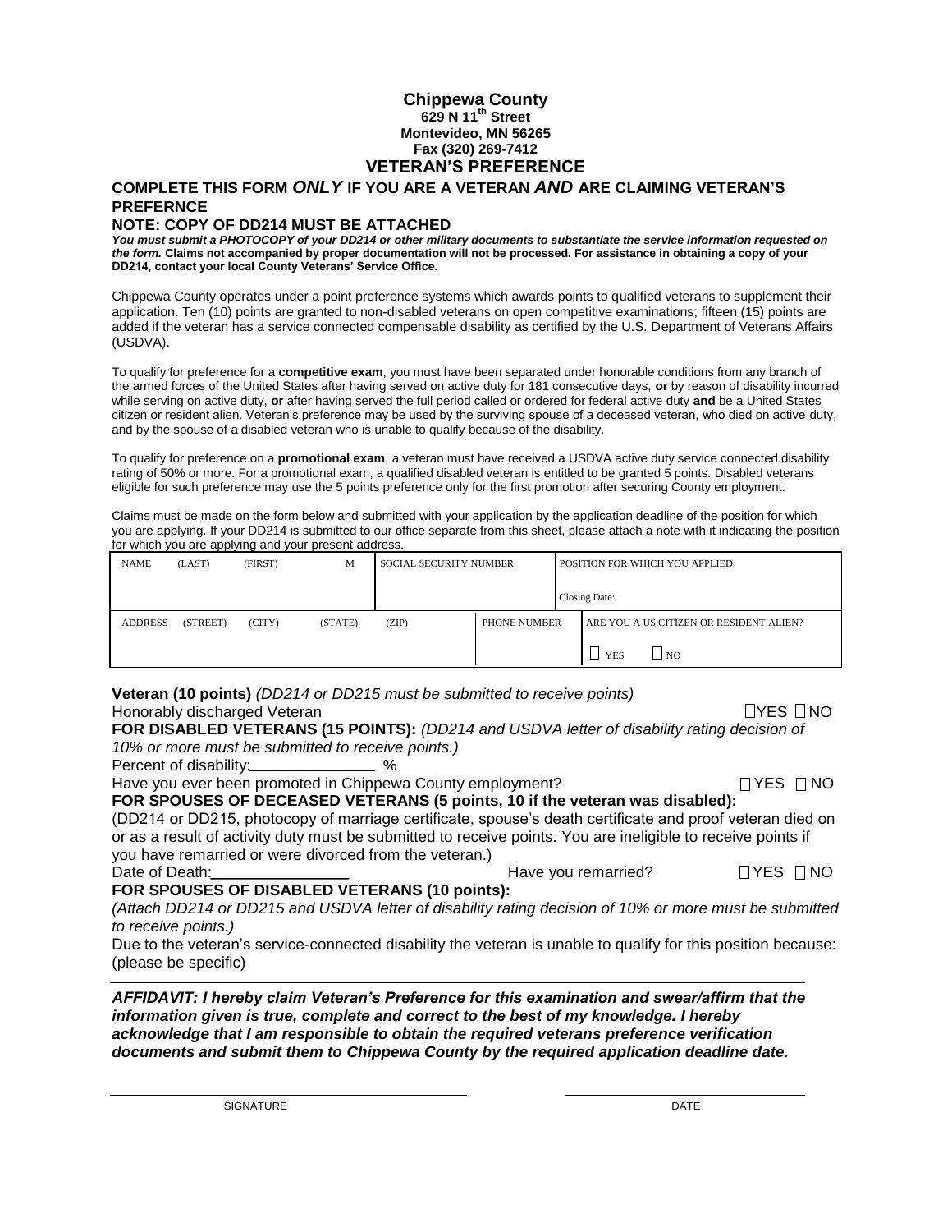# Chippewa County

**629 N 11th Street**
**Montevideo, MN 56265**
**Fax (320) 269-7412**

## VETERAN'S PREFERENCE

### COMPLETE THIS FORM *ONLY* IF YOU ARE A VETERAN *AND* ARE CLAIMING VETERAN'S PREFERNCE

### NOTE: COPY OF DD214 MUST BE ATTACHED

***You must submit a PHOTOCOPY of your DD214 or other military documents to substantiate the service information requested on the form.*** **Claims not accompanied by proper documentation will not be processed. For assistance in obtaining a copy of your DD214, contact your local County Veterans' Service Office.**

Chippewa County operates under a point preference systems which awards points to qualified veterans to supplement their application. Ten (10) points are granted to non-disabled veterans on open competitive examinations; fifteen (15) points are added if the veteran has a service connected compensable disability as certified by the U.S. Department of Veterans Affairs (USDVA).

To qualify for preference for a **competitive exam**, you must have been separated under honorable conditions from any branch of the armed forces of the United States after having served on active duty for 181 consecutive days, **or** by reason of disability incurred while serving on active duty, **or** after having served the full period called or ordered for federal active duty **and** be a United States citizen or resident alien. Veteran's preference may be used by the surviving spouse of a deceased veteran, who died on active duty, and by the spouse of a disabled veteran who is unable to qualify because of the disability.

To qualify for preference on a **promotional exam**, a veteran must have received a USDVA active duty service connected disability rating of 50% or more. For a promotional exam, a qualified disabled veteran is entitled to be granted 5 points. Disabled veterans eligible for such preference may use the 5 points preference only for the first promotion after securing County employment.

Claims must be made on the form below and submitted with your application by the application deadline of the position for which you are applying. If your DD214 is submitted to our office separate from this sheet, please attach a note with it indicating the position for which you are applying and your present address.

| NAME (LAST) (FIRST) M | SOCIAL SECURITY NUMBER | | POSITION FOR WHICH YOU APPLIED<br><br>Closing Date: |
|---|---|---|---|
| ADDRESS (STREET) (CITY) (STATE) | (ZIP) | PHONE NUMBER | ARE YOU A US CITIZEN OR RESIDENT ALIEN?<br>☐ YES ☐ NO |

**Veteran (10 points)** *(DD214 or DD215 must be submitted to receive points)*

Honorably discharged Veteran ☐YES ☐NO

**FOR DISABLED VETERANS (15 POINTS):** *(DD214 and USDVA letter of disability rating decision of 10% or more must be submitted to receive points.)*

Percent of disability:______________ %

Have you ever been promoted in Chippewa County employment? ☐YES ☐NO

**FOR SPOUSES OF DECEASED VETERANS (5 points, 10 if the veteran was disabled):**

(DD214 or DD215, photocopy of marriage certificate, spouse's death certificate and proof veteran died on or as a result of activity duty must be submitted to receive points. You are ineligible to receive points if you have remarried or were divorced from the veteran.)

Date of Death:______________ Have you remarried? ☐YES ☐NO

**FOR SPOUSES OF DISABLED VETERANS (10 points):**

*(Attach DD214 or DD215 and USDVA letter of disability rating decision of 10% or more must be submitted to receive points.)*

Due to the veteran's service-connected disability the veteran is unable to qualify for this position because: (please be specific)

______________________________________________________________________

***AFFIDAVIT: I hereby claim Veteran's Preference for this examination and swear/affirm that the information given is true, complete and correct to the best of my knowledge. I hereby acknowledge that I am responsible to obtain the required veterans preference verification documents and submit them to Chippewa County by the required application deadline date.***

______________________________ ______________________________
SIGNATURE DATE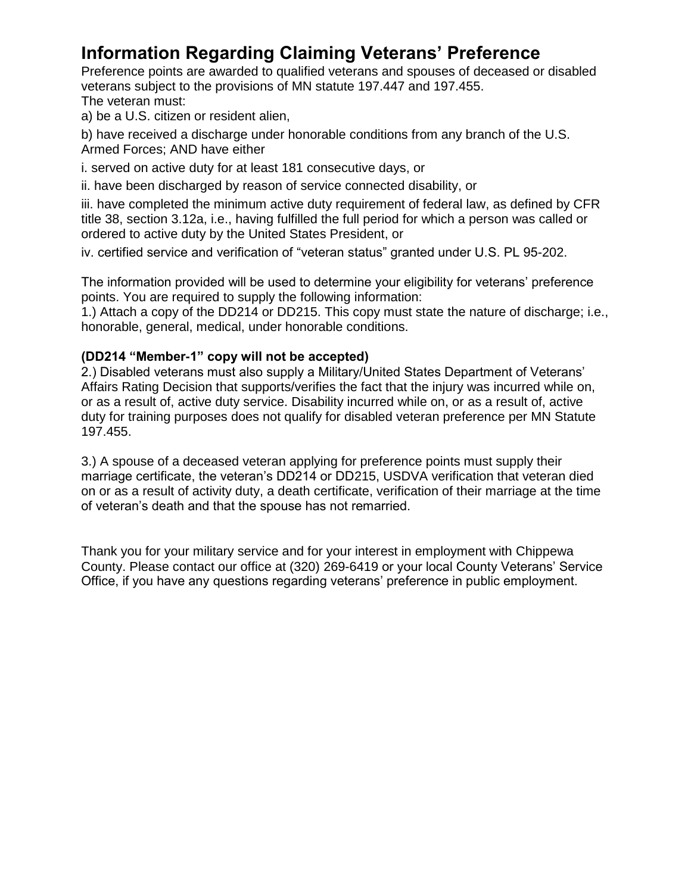# Information Regarding Claiming Veterans' Preference

Preference points are awarded to qualified veterans and spouses of deceased or disabled veterans subject to the provisions of MN statute 197.447 and 197.455.

The veteran must:

a) be a U.S. citizen or resident alien,

b) have received a discharge under honorable conditions from any branch of the U.S. Armed Forces; AND have either

i. served on active duty for at least 181 consecutive days, or

ii. have been discharged by reason of service connected disability, or

iii. have completed the minimum active duty requirement of federal law, as defined by CFR title 38, section 3.12a, i.e., having fulfilled the full period for which a person was called or ordered to active duty by the United States President, or

iv. certified service and verification of "veteran status" granted under U.S. PL 95-202.

The information provided will be used to determine your eligibility for veterans' preference points. You are required to supply the following information:

1.) Attach a copy of the DD214 or DD215. This copy must state the nature of discharge; i.e., honorable, general, medical, under honorable conditions.

**(DD214 "Member-1" copy will not be accepted)**

2.) Disabled veterans must also supply a Military/United States Department of Veterans' Affairs Rating Decision that supports/verifies the fact that the injury was incurred while on, or as a result of, active duty service. Disability incurred while on, or as a result of, active duty for training purposes does not qualify for disabled veteran preference per MN Statute 197.455.

3.) A spouse of a deceased veteran applying for preference points must supply their marriage certificate, the veteran's DD214 or DD215, USDVA verification that veteran died on or as a result of activity duty, a death certificate, verification of their marriage at the time of veteran's death and that the spouse has not remarried.

Thank you for your military service and for your interest in employment with Chippewa County. Please contact our office at (320) 269-6419 or your local County Veterans' Service Office, if you have any questions regarding veterans' preference in public employment.